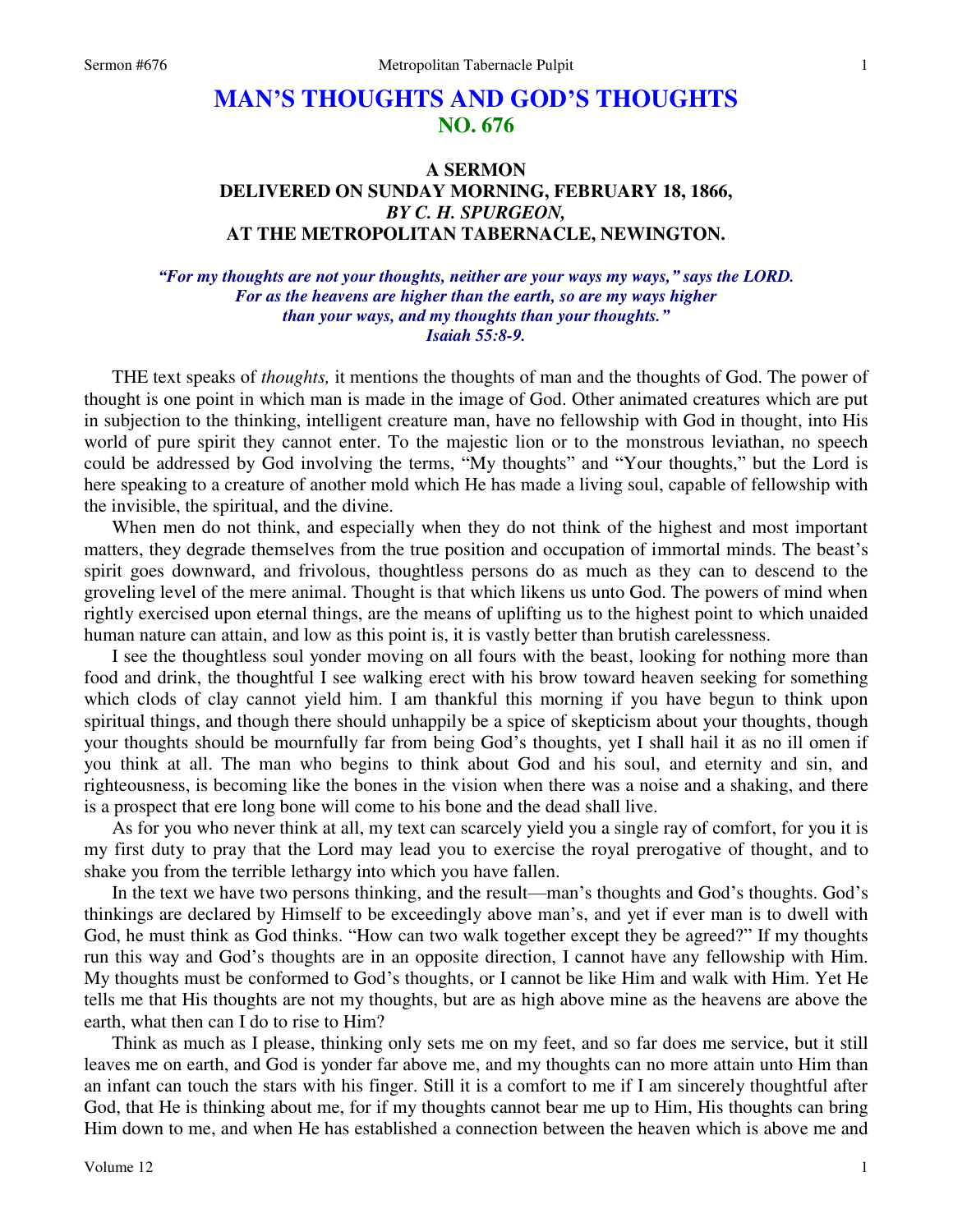# MAN'S THOUGHTS AND GOD'S THOUGHTS
## NO. 676

### A SERMON
### DELIVERED ON SUNDAY MORNING, FEBRUARY 18, 1866,
### *BY C. H. SPURGEON,*
### AT THE METROPOLITAN TABERNACLE, NEWINGTON.

***"For my thoughts are not your thoughts, neither are your ways my ways," says the LORD. For as the heavens are higher than the earth, so are my ways higher than your ways, and my thoughts than your thoughts."***
***Isaiah 55:8-9.***

THE text speaks of *thoughts,* it mentions the thoughts of man and the thoughts of God. The power of thought is one point in which man is made in the image of God. Other animated creatures which are put in subjection to the thinking, intelligent creature man, have no fellowship with God in thought, into His world of pure spirit they cannot enter. To the majestic lion or to the monstrous leviathan, no speech could be addressed by God involving the terms, "My thoughts" and "Your thoughts," but the Lord is here speaking to a creature of another mold which He has made a living soul, capable of fellowship with the invisible, the spiritual, and the divine.

When men do not think, and especially when they do not think of the highest and most important matters, they degrade themselves from the true position and occupation of immortal minds. The beast's spirit goes downward, and frivolous, thoughtless persons do as much as they can to descend to the groveling level of the mere animal. Thought is that which likens us unto God. The powers of mind when rightly exercised upon eternal things, are the means of uplifting us to the highest point to which unaided human nature can attain, and low as this point is, it is vastly better than brutish carelessness.

I see the thoughtless soul yonder moving on all fours with the beast, looking for nothing more than food and drink, the thoughtful I see walking erect with his brow toward heaven seeking for something which clods of clay cannot yield him. I am thankful this morning if you have begun to think upon spiritual things, and though there should unhappily be a spice of skepticism about your thoughts, though your thoughts should be mournfully far from being God's thoughts, yet I shall hail it as no ill omen if you think at all. The man who begins to think about God and his soul, and eternity and sin, and righteousness, is becoming like the bones in the vision when there was a noise and a shaking, and there is a prospect that ere long bone will come to his bone and the dead shall live.

As for you who never think at all, my text can scarcely yield you a single ray of comfort, for you it is my first duty to pray that the Lord may lead you to exercise the royal prerogative of thought, and to shake you from the terrible lethargy into which you have fallen.

In the text we have two persons thinking, and the result—man's thoughts and God's thoughts. God's thinkings are declared by Himself to be exceedingly above man's, and yet if ever man is to dwell with God, he must think as God thinks. "How can two walk together except they be agreed?" If my thoughts run this way and God's thoughts are in an opposite direction, I cannot have any fellowship with Him. My thoughts must be conformed to God's thoughts, or I cannot be like Him and walk with Him. Yet He tells me that His thoughts are not my thoughts, but are as high above mine as the heavens are above the earth, what then can I do to rise to Him?

Think as much as I please, thinking only sets me on my feet, and so far does me service, but it still leaves me on earth, and God is yonder far above me, and my thoughts can no more attain unto Him than an infant can touch the stars with his finger. Still it is a comfort to me if I am sincerely thoughtful after God, that He is thinking about me, for if my thoughts cannot bear me up to Him, His thoughts can bring Him down to me, and when He has established a connection between the heaven which is above me and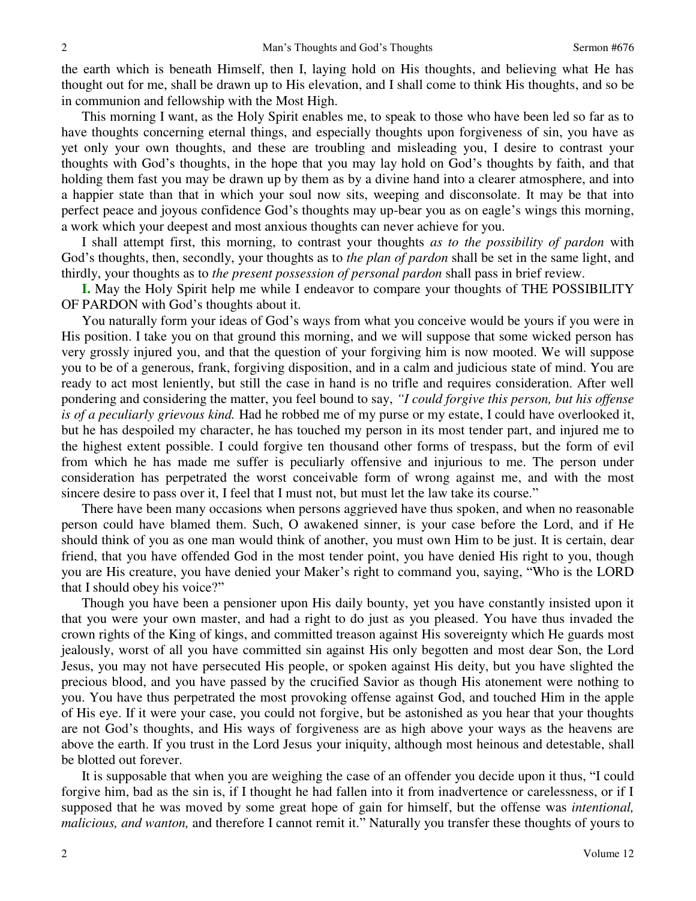the earth which is beneath Himself, then I, laying hold on His thoughts, and believing what He has thought out for me, shall be drawn up to His elevation, and I shall come to think His thoughts, and so be in communion and fellowship with the Most High.

This morning I want, as the Holy Spirit enables me, to speak to those who have been led so far as to have thoughts concerning eternal things, and especially thoughts upon forgiveness of sin, you have as yet only your own thoughts, and these are troubling and misleading you, I desire to contrast your thoughts with God's thoughts, in the hope that you may lay hold on God's thoughts by faith, and that holding them fast you may be drawn up by them as by a divine hand into a clearer atmosphere, and into a happier state than that in which your soul now sits, weeping and disconsolate. It may be that into perfect peace and joyous confidence God's thoughts may up-bear you as on eagle's wings this morning, a work which your deepest and most anxious thoughts can never achieve for you.

I shall attempt first, this morning, to contrast your thoughts *as to the possibility of pardon* with God's thoughts, then, secondly, your thoughts as to *the plan of pardon* shall be set in the same light, and thirdly, your thoughts as to *the present possession of personal pardon* shall pass in brief review.

**I.** May the Holy Spirit help me while I endeavor to compare your thoughts of THE POSSIBILITY OF PARDON with God's thoughts about it.

You naturally form your ideas of God's ways from what you conceive would be yours if you were in His position. I take you on that ground this morning, and we will suppose that some wicked person has very grossly injured you, and that the question of your forgiving him is now mooted. We will suppose you to be of a generous, frank, forgiving disposition, and in a calm and judicious state of mind. You are ready to act most leniently, but still the case in hand is no trifle and requires consideration. After well pondering and considering the matter, you feel bound to say, *"I could forgive this person, but his offense is of a peculiarly grievous kind.* Had he robbed me of my purse or my estate, I could have overlooked it, but he has despoiled my character, he has touched my person in its most tender part, and injured me to the highest extent possible. I could forgive ten thousand other forms of trespass, but the form of evil from which he has made me suffer is peculiarly offensive and injurious to me. The person under consideration has perpetrated the worst conceivable form of wrong against me, and with the most sincere desire to pass over it, I feel that I must not, but must let the law take its course."

There have been many occasions when persons aggrieved have thus spoken, and when no reasonable person could have blamed them. Such, O awakened sinner, is your case before the Lord, and if He should think of you as one man would think of another, you must own Him to be just. It is certain, dear friend, that you have offended God in the most tender point, you have denied His right to you, though you are His creature, you have denied your Maker's right to command you, saying, "Who is the LORD that I should obey his voice?"

Though you have been a pensioner upon His daily bounty, yet you have constantly insisted upon it that you were your own master, and had a right to do just as you pleased. You have thus invaded the crown rights of the King of kings, and committed treason against His sovereignty which He guards most jealously, worst of all you have committed sin against His only begotten and most dear Son, the Lord Jesus, you may not have persecuted His people, or spoken against His deity, but you have slighted the precious blood, and you have passed by the crucified Savior as though His atonement were nothing to you. You have thus perpetrated the most provoking offense against God, and touched Him in the apple of His eye. If it were your case, you could not forgive, but be astonished as you hear that your thoughts are not God's thoughts, and His ways of forgiveness are as high above your ways as the heavens are above the earth. If you trust in the Lord Jesus your iniquity, although most heinous and detestable, shall be blotted out forever.

It is supposable that when you are weighing the case of an offender you decide upon it thus, "I could forgive him, bad as the sin is, if I thought he had fallen into it from inadvertence or carelessness, or if I supposed that he was moved by some great hope of gain for himself, but the offense was *intentional, malicious, and wanton,* and therefore I cannot remit it." Naturally you transfer these thoughts of yours to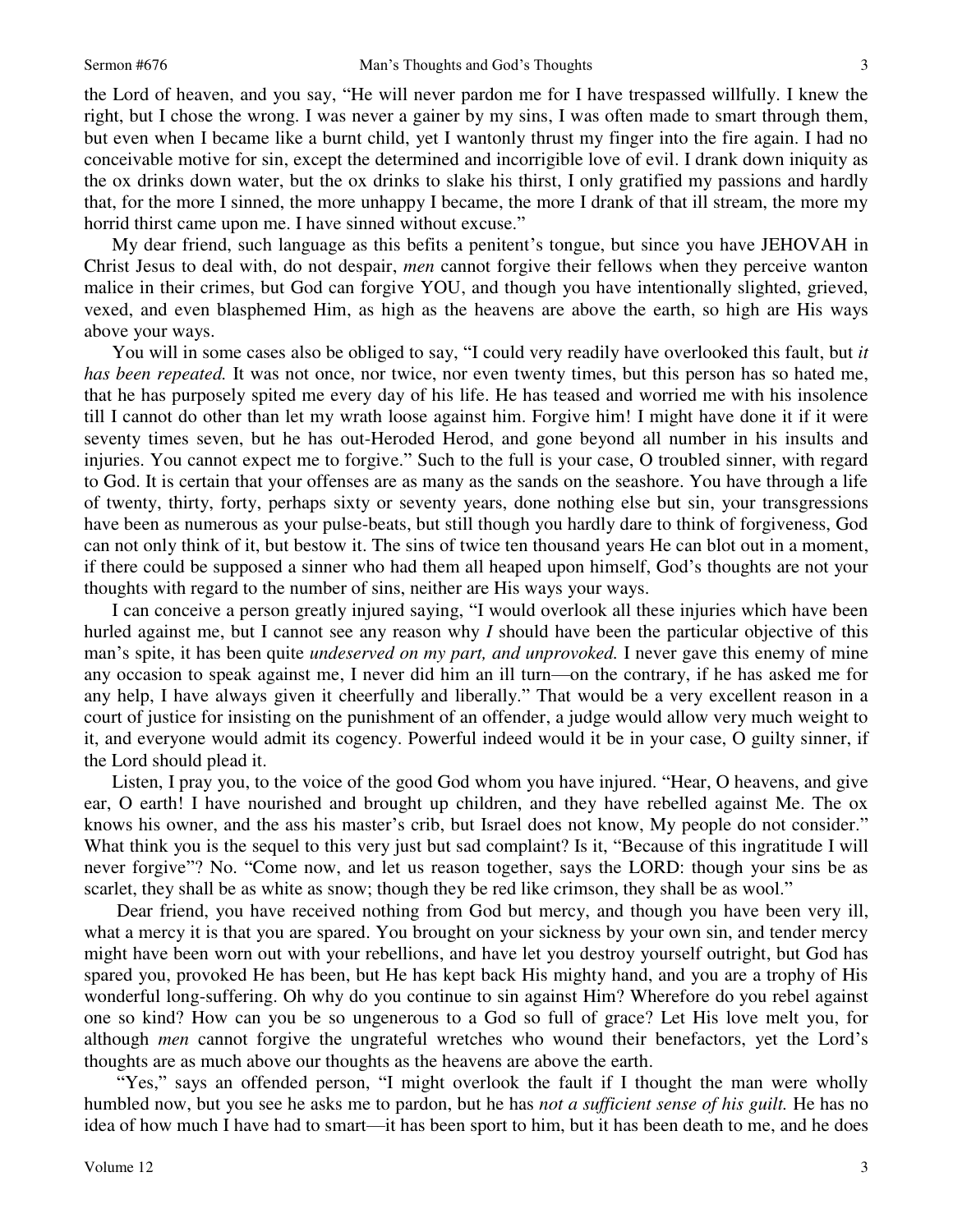the Lord of heaven, and you say, "He will never pardon me for I have trespassed willfully. I knew the right, but I chose the wrong. I was never a gainer by my sins, I was often made to smart through them, but even when I became like a burnt child, yet I wantonly thrust my finger into the fire again. I had no conceivable motive for sin, except the determined and incorrigible love of evil. I drank down iniquity as the ox drinks down water, but the ox drinks to slake his thirst, I only gratified my passions and hardly that, for the more I sinned, the more unhappy I became, the more I drank of that ill stream, the more my horrid thirst came upon me. I have sinned without excuse."

My dear friend, such language as this befits a penitent's tongue, but since you have JEHOVAH in Christ Jesus to deal with, do not despair, *men* cannot forgive their fellows when they perceive wanton malice in their crimes, but God can forgive YOU, and though you have intentionally slighted, grieved, vexed, and even blasphemed Him, as high as the heavens are above the earth, so high are His ways above your ways.

You will in some cases also be obliged to say, "I could very readily have overlooked this fault, but *it has been repeated.* It was not once, nor twice, nor even twenty times, but this person has so hated me, that he has purposely spited me every day of his life. He has teased and worried me with his insolence till I cannot do other than let my wrath loose against him. Forgive him! I might have done it if it were seventy times seven, but he has out-Heroded Herod, and gone beyond all number in his insults and injuries. You cannot expect me to forgive." Such to the full is your case, O troubled sinner, with regard to God. It is certain that your offenses are as many as the sands on the seashore. You have through a life of twenty, thirty, forty, perhaps sixty or seventy years, done nothing else but sin, your transgressions have been as numerous as your pulse-beats, but still though you hardly dare to think of forgiveness, God can not only think of it, but bestow it. The sins of twice ten thousand years He can blot out in a moment, if there could be supposed a sinner who had them all heaped upon himself, God's thoughts are not your thoughts with regard to the number of sins, neither are His ways your ways.

I can conceive a person greatly injured saying, "I would overlook all these injuries which have been hurled against me, but I cannot see any reason why *I* should have been the particular objective of this man's spite, it has been quite *undeserved on my part, and unprovoked.* I never gave this enemy of mine any occasion to speak against me, I never did him an ill turn—on the contrary, if he has asked me for any help, I have always given it cheerfully and liberally." That would be a very excellent reason in a court of justice for insisting on the punishment of an offender, a judge would allow very much weight to it, and everyone would admit its cogency. Powerful indeed would it be in your case, O guilty sinner, if the Lord should plead it.

Listen, I pray you, to the voice of the good God whom you have injured. "Hear, O heavens, and give ear, O earth! I have nourished and brought up children, and they have rebelled against Me. The ox knows his owner, and the ass his master's crib, but Israel does not know, My people do not consider." What think you is the sequel to this very just but sad complaint? Is it, "Because of this ingratitude I will never forgive"? No. "Come now, and let us reason together, says the LORD: though your sins be as scarlet, they shall be as white as snow; though they be red like crimson, they shall be as wool."

Dear friend, you have received nothing from God but mercy, and though you have been very ill, what a mercy it is that you are spared. You brought on your sickness by your own sin, and tender mercy might have been worn out with your rebellions, and have let you destroy yourself outright, but God has spared you, provoked He has been, but He has kept back His mighty hand, and you are a trophy of His wonderful long-suffering. Oh why do you continue to sin against Him? Wherefore do you rebel against one so kind? How can you be so ungenerous to a God so full of grace? Let His love melt you, for although *men* cannot forgive the ungrateful wretches who wound their benefactors, yet the Lord's thoughts are as much above our thoughts as the heavens are above the earth.

"Yes," says an offended person, "I might overlook the fault if I thought the man were wholly humbled now, but you see he asks me to pardon, but he has *not a sufficient sense of his guilt.* He has no idea of how much I have had to smart—it has been sport to him, but it has been death to me, and he does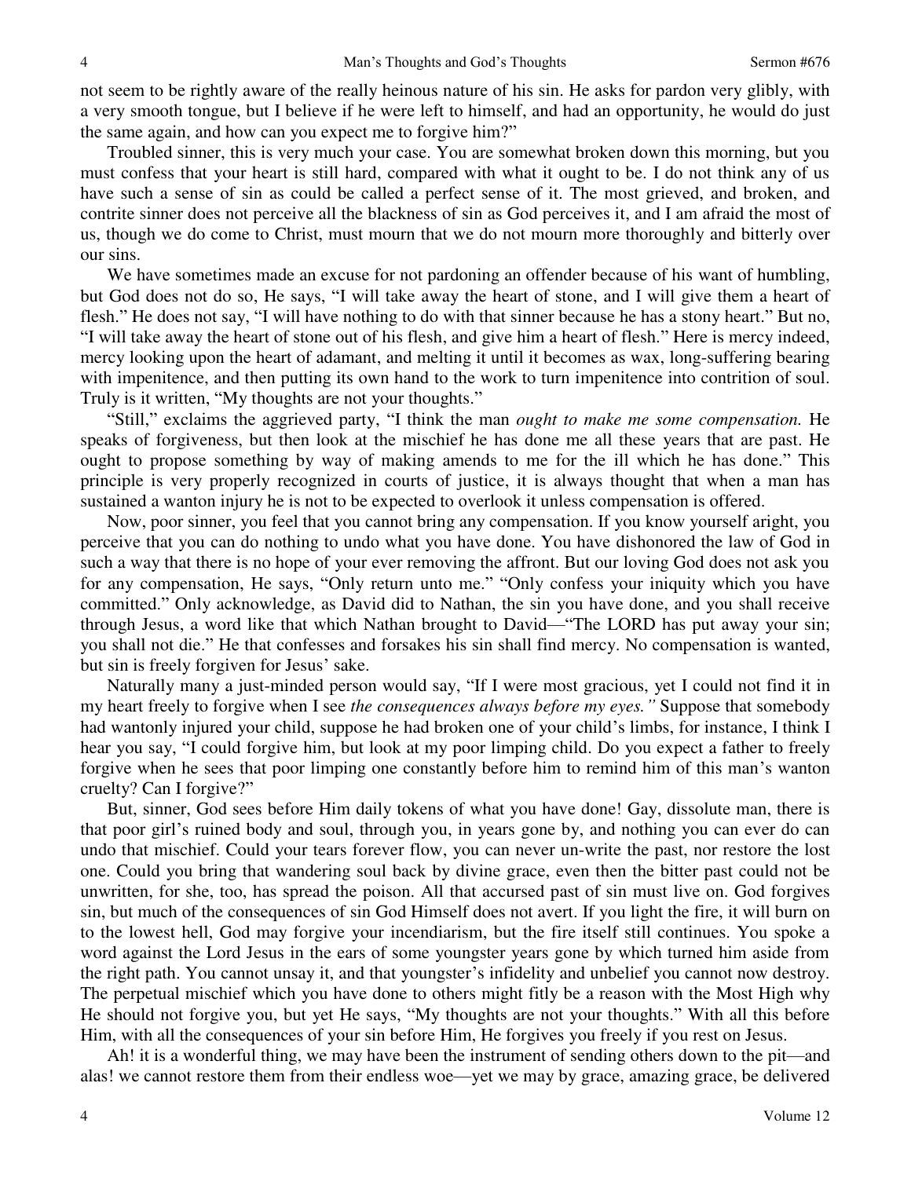not seem to be rightly aware of the really heinous nature of his sin. He asks for pardon very glibly, with a very smooth tongue, but I believe if he were left to himself, and had an opportunity, he would do just the same again, and how can you expect me to forgive him?"

Troubled sinner, this is very much your case. You are somewhat broken down this morning, but you must confess that your heart is still hard, compared with what it ought to be. I do not think any of us have such a sense of sin as could be called a perfect sense of it. The most grieved, and broken, and contrite sinner does not perceive all the blackness of sin as God perceives it, and I am afraid the most of us, though we do come to Christ, must mourn that we do not mourn more thoroughly and bitterly over our sins.

We have sometimes made an excuse for not pardoning an offender because of his want of humbling, but God does not do so, He says, "I will take away the heart of stone, and I will give them a heart of flesh." He does not say, "I will have nothing to do with that sinner because he has a stony heart." But no, "I will take away the heart of stone out of his flesh, and give him a heart of flesh." Here is mercy indeed, mercy looking upon the heart of adamant, and melting it until it becomes as wax, long-suffering bearing with impenitence, and then putting its own hand to the work to turn impenitence into contrition of soul. Truly is it written, "My thoughts are not your thoughts."

"Still," exclaims the aggrieved party, "I think the man *ought to make me some compensation.* He speaks of forgiveness, but then look at the mischief he has done me all these years that are past. He ought to propose something by way of making amends to me for the ill which he has done." This principle is very properly recognized in courts of justice, it is always thought that when a man has sustained a wanton injury he is not to be expected to overlook it unless compensation is offered.

Now, poor sinner, you feel that you cannot bring any compensation. If you know yourself aright, you perceive that you can do nothing to undo what you have done. You have dishonored the law of God in such a way that there is no hope of your ever removing the affront. But our loving God does not ask you for any compensation, He says, "Only return unto me." "Only confess your iniquity which you have committed." Only acknowledge, as David did to Nathan, the sin you have done, and you shall receive through Jesus, a word like that which Nathan brought to David—"The LORD has put away your sin; you shall not die." He that confesses and forsakes his sin shall find mercy. No compensation is wanted, but sin is freely forgiven for Jesus' sake.

Naturally many a just-minded person would say, "If I were most gracious, yet I could not find it in my heart freely to forgive when I see *the consequences always before my eyes."* Suppose that somebody had wantonly injured your child, suppose he had broken one of your child's limbs, for instance, I think I hear you say, "I could forgive him, but look at my poor limping child. Do you expect a father to freely forgive when he sees that poor limping one constantly before him to remind him of this man's wanton cruelty? Can I forgive?"

But, sinner, God sees before Him daily tokens of what you have done! Gay, dissolute man, there is that poor girl's ruined body and soul, through you, in years gone by, and nothing you can ever do can undo that mischief. Could your tears forever flow, you can never un-write the past, nor restore the lost one. Could you bring that wandering soul back by divine grace, even then the bitter past could not be unwritten, for she, too, has spread the poison. All that accursed past of sin must live on. God forgives sin, but much of the consequences of sin God Himself does not avert. If you light the fire, it will burn on to the lowest hell, God may forgive your incendiarism, but the fire itself still continues. You spoke a word against the Lord Jesus in the ears of some youngster years gone by which turned him aside from the right path. You cannot unsay it, and that youngster's infidelity and unbelief you cannot now destroy. The perpetual mischief which you have done to others might fitly be a reason with the Most High why He should not forgive you, but yet He says, "My thoughts are not your thoughts." With all this before Him, with all the consequences of your sin before Him, He forgives you freely if you rest on Jesus.

Ah! it is a wonderful thing, we may have been the instrument of sending others down to the pit—and alas! we cannot restore them from their endless woe—yet we may by grace, amazing grace, be delivered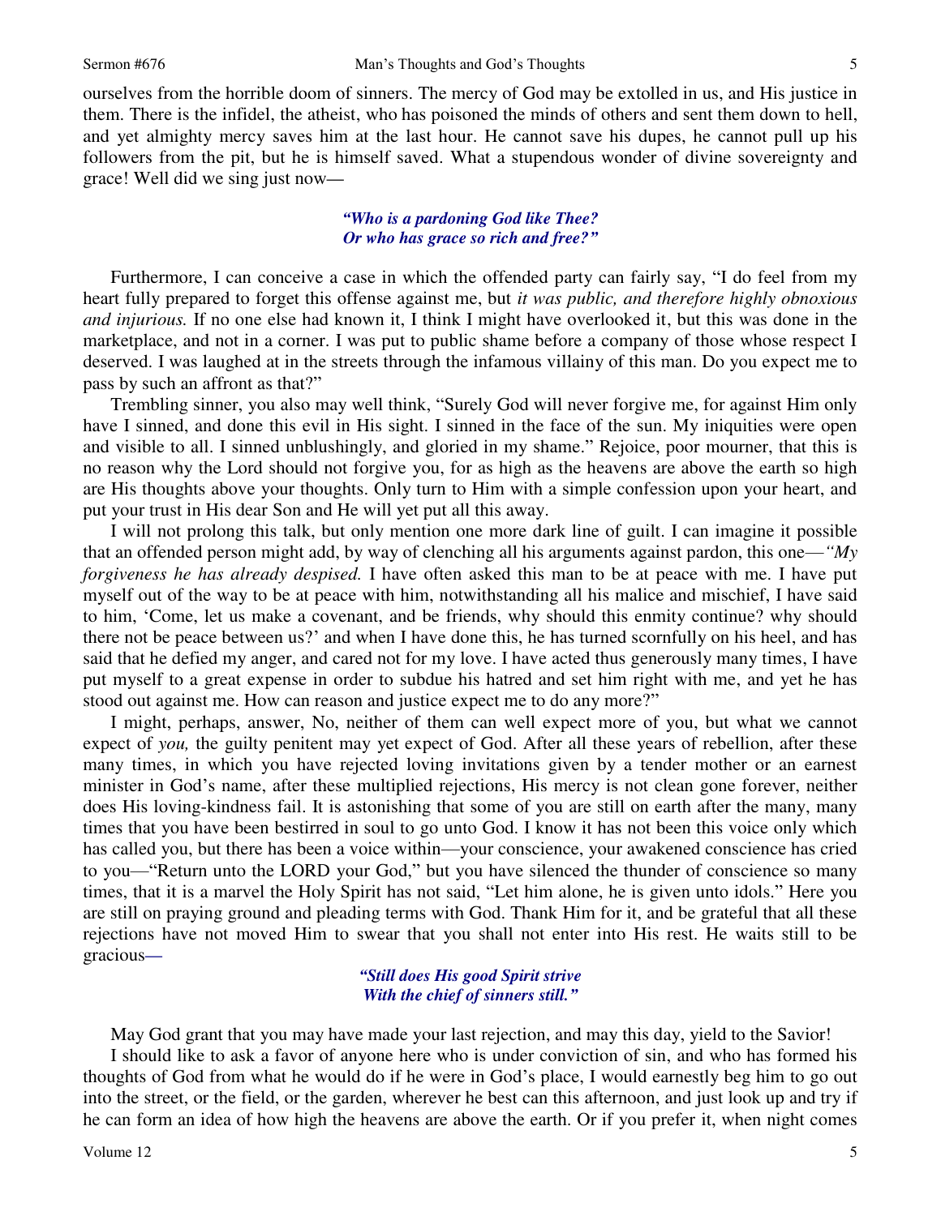ourselves from the horrible doom of sinners. The mercy of God may be extolled in us, and His justice in them. There is the infidel, the atheist, who has poisoned the minds of others and sent them down to hell, and yet almighty mercy saves him at the last hour. He cannot save his dupes, he cannot pull up his followers from the pit, but he is himself saved. What a stupendous wonder of divine sovereignty and grace! Well did we sing just now—

> ***"Who is a pardoning God like Thee?***
> ***Or who has grace so rich and free?"***

Furthermore, I can conceive a case in which the offended party can fairly say, "I do feel from my heart fully prepared to forget this offense against me, but *it was public, and therefore highly obnoxious and injurious.* If no one else had known it, I think I might have overlooked it, but this was done in the marketplace, and not in a corner. I was put to public shame before a company of those whose respect I deserved. I was laughed at in the streets through the infamous villainy of this man. Do you expect me to pass by such an affront as that?"

Trembling sinner, you also may well think, "Surely God will never forgive me, for against Him only have I sinned, and done this evil in His sight. I sinned in the face of the sun. My iniquities were open and visible to all. I sinned unblushingly, and gloried in my shame." Rejoice, poor mourner, that this is no reason why the Lord should not forgive you, for as high as the heavens are above the earth so high are His thoughts above your thoughts. Only turn to Him with a simple confession upon your heart, and put your trust in His dear Son and He will yet put all this away.

I will not prolong this talk, but only mention one more dark line of guilt. I can imagine it possible that an offended person might add, by way of clenching all his arguments against pardon, this one—*"My forgiveness he has already despised.* I have often asked this man to be at peace with me. I have put myself out of the way to be at peace with him, notwithstanding all his malice and mischief, I have said to him, 'Come, let us make a covenant, and be friends, why should this enmity continue? why should there not be peace between us?' and when I have done this, he has turned scornfully on his heel, and has said that he defied my anger, and cared not for my love. I have acted thus generously many times, I have put myself to a great expense in order to subdue his hatred and set him right with me, and yet he has stood out against me. How can reason and justice expect me to do any more?"

I might, perhaps, answer, No, neither of them can well expect more of you, but what we cannot expect of *you,* the guilty penitent may yet expect of God. After all these years of rebellion, after these many times, in which you have rejected loving invitations given by a tender mother or an earnest minister in God's name, after these multiplied rejections, His mercy is not clean gone forever, neither does His loving-kindness fail. It is astonishing that some of you are still on earth after the many, many times that you have been bestirred in soul to go unto God. I know it has not been this voice only which has called you, but there has been a voice within—your conscience, your awakened conscience has cried to you—"Return unto the LORD your God," but you have silenced the thunder of conscience so many times, that it is a marvel the Holy Spirit has not said, "Let him alone, he is given unto idols." Here you are still on praying ground and pleading terms with God. Thank Him for it, and be grateful that all these rejections have not moved Him to swear that you shall not enter into His rest. He waits still to be gracious—

> ***"Still does His good Spirit strive***
> ***With the chief of sinners still."***

May God grant that you may have made your last rejection, and may this day, yield to the Savior!

I should like to ask a favor of anyone here who is under conviction of sin, and who has formed his thoughts of God from what he would do if he were in God's place, I would earnestly beg him to go out into the street, or the field, or the garden, wherever he best can this afternoon, and just look up and try if he can form an idea of how high the heavens are above the earth. Or if you prefer it, when night comes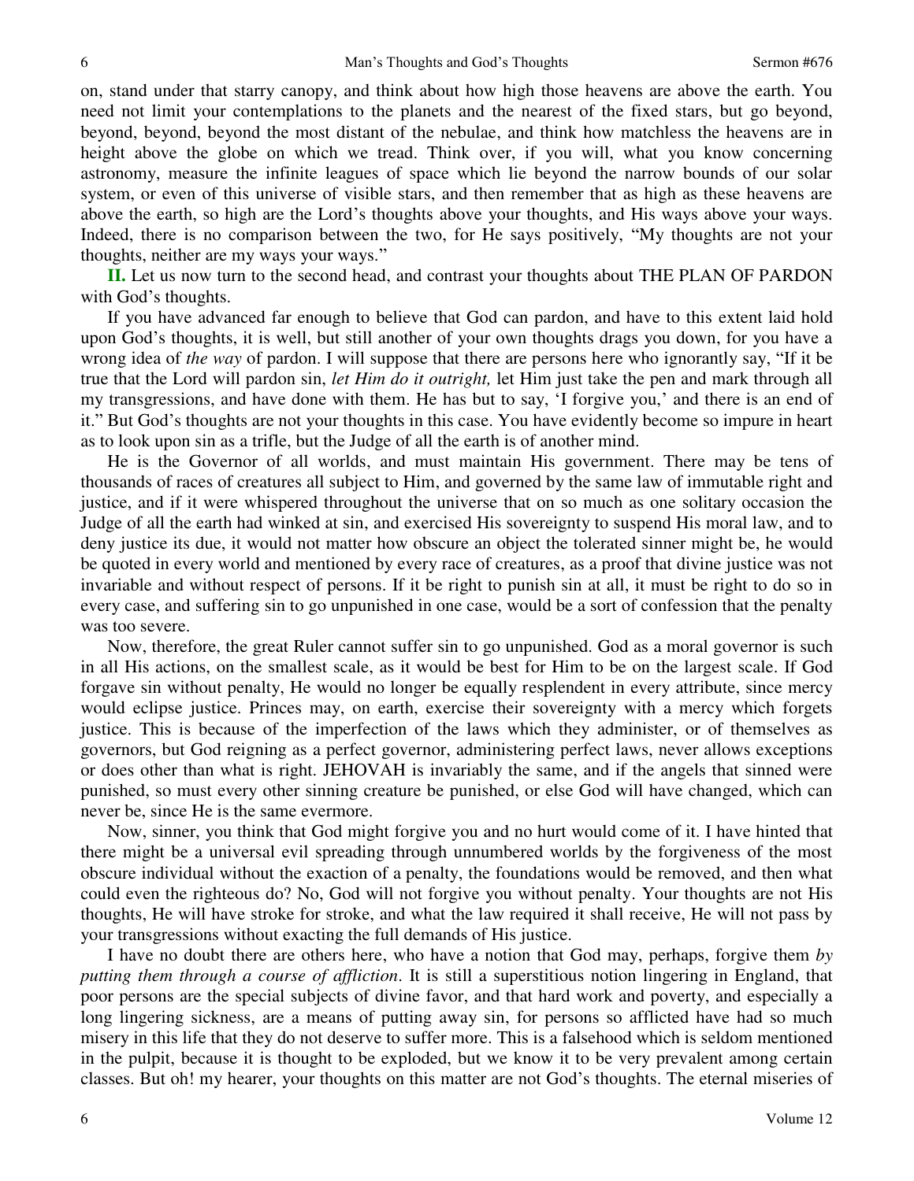on, stand under that starry canopy, and think about how high those heavens are above the earth. You need not limit your contemplations to the planets and the nearest of the fixed stars, but go beyond, beyond, beyond, beyond the most distant of the nebulae, and think how matchless the heavens are in height above the globe on which we tread. Think over, if you will, what you know concerning astronomy, measure the infinite leagues of space which lie beyond the narrow bounds of our solar system, or even of this universe of visible stars, and then remember that as high as these heavens are above the earth, so high are the Lord's thoughts above your thoughts, and His ways above your ways. Indeed, there is no comparison between the two, for He says positively, "My thoughts are not your thoughts, neither are my ways your ways."

**II.** Let us now turn to the second head, and contrast your thoughts about THE PLAN OF PARDON with God's thoughts.

If you have advanced far enough to believe that God can pardon, and have to this extent laid hold upon God's thoughts, it is well, but still another of your own thoughts drags you down, for you have a wrong idea of *the way* of pardon. I will suppose that there are persons here who ignorantly say, "If it be true that the Lord will pardon sin, *let Him do it outright,* let Him just take the pen and mark through all my transgressions, and have done with them. He has but to say, 'I forgive you,' and there is an end of it." But God's thoughts are not your thoughts in this case. You have evidently become so impure in heart as to look upon sin as a trifle, but the Judge of all the earth is of another mind.

He is the Governor of all worlds, and must maintain His government. There may be tens of thousands of races of creatures all subject to Him, and governed by the same law of immutable right and justice, and if it were whispered throughout the universe that on so much as one solitary occasion the Judge of all the earth had winked at sin, and exercised His sovereignty to suspend His moral law, and to deny justice its due, it would not matter how obscure an object the tolerated sinner might be, he would be quoted in every world and mentioned by every race of creatures, as a proof that divine justice was not invariable and without respect of persons. If it be right to punish sin at all, it must be right to do so in every case, and suffering sin to go unpunished in one case, would be a sort of confession that the penalty was too severe.

Now, therefore, the great Ruler cannot suffer sin to go unpunished. God as a moral governor is such in all His actions, on the smallest scale, as it would be best for Him to be on the largest scale. If God forgave sin without penalty, He would no longer be equally resplendent in every attribute, since mercy would eclipse justice. Princes may, on earth, exercise their sovereignty with a mercy which forgets justice. This is because of the imperfection of the laws which they administer, or of themselves as governors, but God reigning as a perfect governor, administering perfect laws, never allows exceptions or does other than what is right. JEHOVAH is invariably the same, and if the angels that sinned were punished, so must every other sinning creature be punished, or else God will have changed, which can never be, since He is the same evermore.

Now, sinner, you think that God might forgive you and no hurt would come of it. I have hinted that there might be a universal evil spreading through unnumbered worlds by the forgiveness of the most obscure individual without the exaction of a penalty, the foundations would be removed, and then what could even the righteous do? No, God will not forgive you without penalty. Your thoughts are not His thoughts, He will have stroke for stroke, and what the law required it shall receive, He will not pass by your transgressions without exacting the full demands of His justice.

I have no doubt there are others here, who have a notion that God may, perhaps, forgive them *by putting them through a course of affliction*. It is still a superstitious notion lingering in England, that poor persons are the special subjects of divine favor, and that hard work and poverty, and especially a long lingering sickness, are a means of putting away sin, for persons so afflicted have had so much misery in this life that they do not deserve to suffer more. This is a falsehood which is seldom mentioned in the pulpit, because it is thought to be exploded, but we know it to be very prevalent among certain classes. But oh! my hearer, your thoughts on this matter are not God's thoughts. The eternal miseries of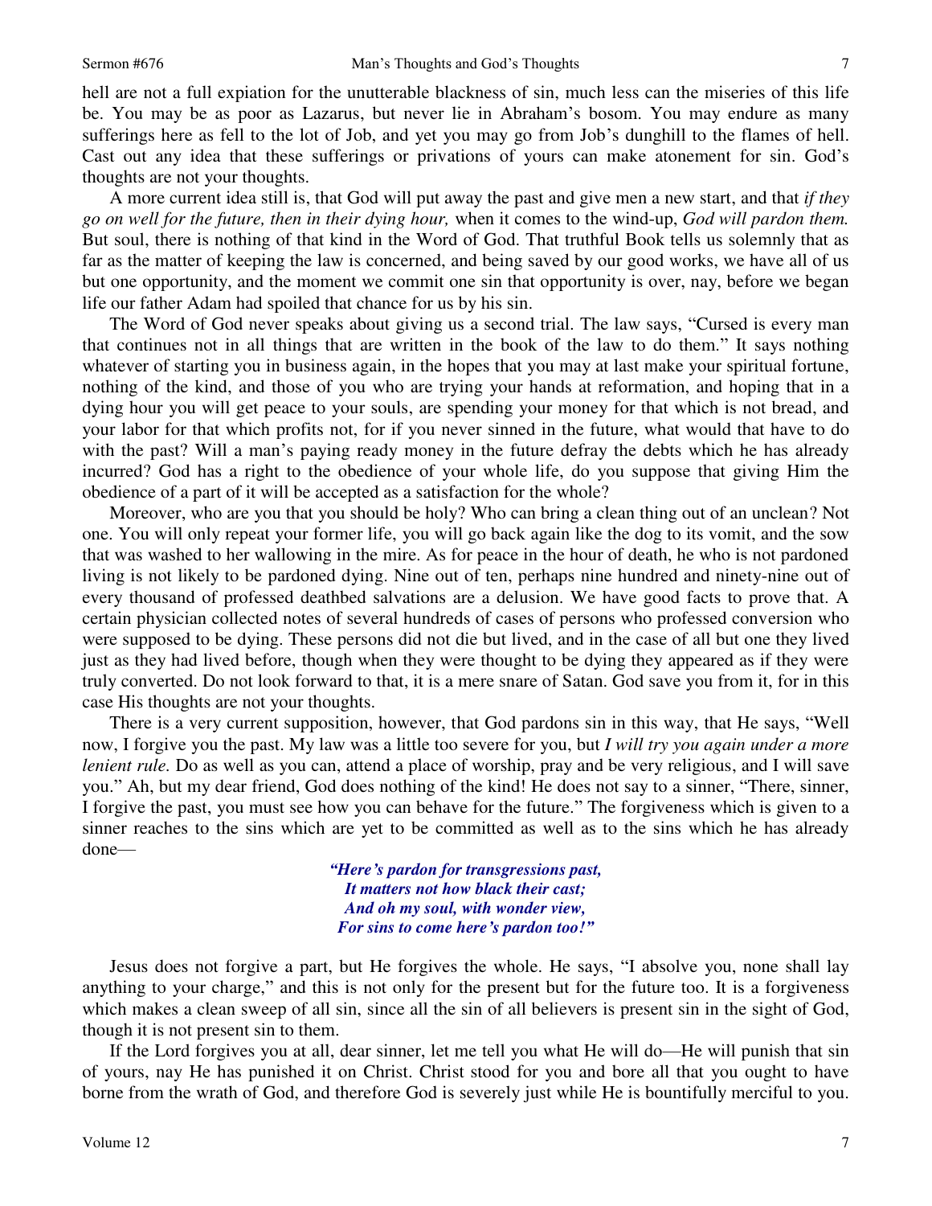hell are not a full expiation for the unutterable blackness of sin, much less can the miseries of this life be. You may be as poor as Lazarus, but never lie in Abraham's bosom. You may endure as many sufferings here as fell to the lot of Job, and yet you may go from Job's dunghill to the flames of hell. Cast out any idea that these sufferings or privations of yours can make atonement for sin. God's thoughts are not your thoughts.

A more current idea still is, that God will put away the past and give men a new start, and that *if they go on well for the future, then in their dying hour,* when it comes to the wind-up, *God will pardon them.* But soul, there is nothing of that kind in the Word of God. That truthful Book tells us solemnly that as far as the matter of keeping the law is concerned, and being saved by our good works, we have all of us but one opportunity, and the moment we commit one sin that opportunity is over, nay, before we began life our father Adam had spoiled that chance for us by his sin.

The Word of God never speaks about giving us a second trial. The law says, "Cursed is every man that continues not in all things that are written in the book of the law to do them." It says nothing whatever of starting you in business again, in the hopes that you may at last make your spiritual fortune, nothing of the kind, and those of you who are trying your hands at reformation, and hoping that in a dying hour you will get peace to your souls, are spending your money for that which is not bread, and your labor for that which profits not, for if you never sinned in the future, what would that have to do with the past? Will a man's paying ready money in the future defray the debts which he has already incurred? God has a right to the obedience of your whole life, do you suppose that giving Him the obedience of a part of it will be accepted as a satisfaction for the whole?

Moreover, who are you that you should be holy? Who can bring a clean thing out of an unclean? Not one. You will only repeat your former life, you will go back again like the dog to its vomit, and the sow that was washed to her wallowing in the mire. As for peace in the hour of death, he who is not pardoned living is not likely to be pardoned dying. Nine out of ten, perhaps nine hundred and ninety-nine out of every thousand of professed deathbed salvations are a delusion. We have good facts to prove that. A certain physician collected notes of several hundreds of cases of persons who professed conversion who were supposed to be dying. These persons did not die but lived, and in the case of all but one they lived just as they had lived before, though when they were thought to be dying they appeared as if they were truly converted. Do not look forward to that, it is a mere snare of Satan. God save you from it, for in this case His thoughts are not your thoughts.

There is a very current supposition, however, that God pardons sin in this way, that He says, "Well now, I forgive you the past. My law was a little too severe for you, but *I will try you again under a more lenient rule*. Do as well as you can, attend a place of worship, pray and be very religious, and I will save you." Ah, but my dear friend, God does nothing of the kind! He does not say to a sinner, "There, sinner, I forgive the past, you must see how you can behave for the future." The forgiveness which is given to a sinner reaches to the sins which are yet to be committed as well as to the sins which he has already done—

> ***"Here's pardon for transgressions past,***
> ***It matters not how black their cast;***
> ***And oh my soul, with wonder view,***
> ***For sins to come here's pardon too!"***

Jesus does not forgive a part, but He forgives the whole. He says, "I absolve you, none shall lay anything to your charge," and this is not only for the present but for the future too. It is a forgiveness which makes a clean sweep of all sin, since all the sin of all believers is present sin in the sight of God, though it is not present sin to them.

If the Lord forgives you at all, dear sinner, let me tell you what He will do—He will punish that sin of yours, nay He has punished it on Christ. Christ stood for you and bore all that you ought to have borne from the wrath of God, and therefore God is severely just while He is bountifully merciful to you.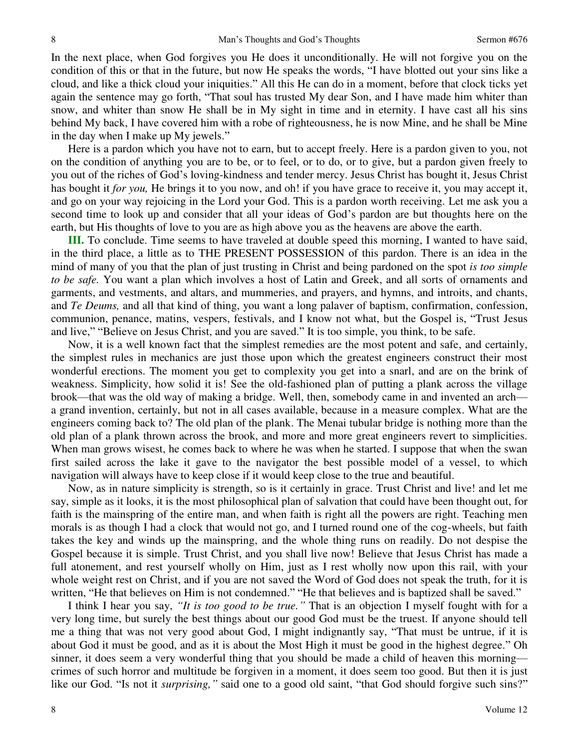In the next place, when God forgives you He does it unconditionally. He will not forgive you on the condition of this or that in the future, but now He speaks the words, "I have blotted out your sins like a cloud, and like a thick cloud your iniquities." All this He can do in a moment, before that clock ticks yet again the sentence may go forth, "That soul has trusted My dear Son, and I have made him whiter than snow, and whiter than snow He shall be in My sight in time and in eternity. I have cast all his sins behind My back, I have covered him with a robe of righteousness, he is now Mine, and he shall be Mine in the day when I make up My jewels."

Here is a pardon which you have not to earn, but to accept freely. Here is a pardon given to you, not on the condition of anything you are to be, or to feel, or to do, or to give, but a pardon given freely to you out of the riches of God's loving-kindness and tender mercy. Jesus Christ has bought it, Jesus Christ has bought it *for you,* He brings it to you now, and oh! if you have grace to receive it, you may accept it, and go on your way rejoicing in the Lord your God. This is a pardon worth receiving. Let me ask you a second time to look up and consider that all your ideas of God's pardon are but thoughts here on the earth, but His thoughts of love to you are as high above you as the heavens are above the earth.

**III.** To conclude. Time seems to have traveled at double speed this morning, I wanted to have said, in the third place, a little as to THE PRESENT POSSESSION of this pardon. There is an idea in the mind of many of you that the plan of just trusting in Christ and being pardoned on the spot *is too simple to be safe.* You want a plan which involves a host of Latin and Greek, and all sorts of ornaments and garments, and vestments, and altars, and mummeries, and prayers, and hymns, and introits, and chants, and *Te Deums,* and all that kind of thing, you want a long palaver of baptism, confirmation, confession, communion, penance, matins, vespers, festivals, and I know not what, but the Gospel is, "Trust Jesus and live," "Believe on Jesus Christ, and you are saved." It is too simple, you think, to be safe.

Now, it is a well known fact that the simplest remedies are the most potent and safe, and certainly, the simplest rules in mechanics are just those upon which the greatest engineers construct their most wonderful erections. The moment you get to complexity you get into a snarl, and are on the brink of weakness. Simplicity, how solid it is! See the old-fashioned plan of putting a plank across the village brook—that was the old way of making a bridge. Well, then, somebody came in and invented an arch—a grand invention, certainly, but not in all cases available, because in a measure complex. What are the engineers coming back to? The old plan of the plank. The Menai tubular bridge is nothing more than the old plan of a plank thrown across the brook, and more and more great engineers revert to simplicities. When man grows wisest, he comes back to where he was when he started. I suppose that when the swan first sailed across the lake it gave to the navigator the best possible model of a vessel, to which navigation will always have to keep close if it would keep close to the true and beautiful.

Now, as in nature simplicity is strength, so is it certainly in grace. Trust Christ and live! and let me say, simple as it looks, it is the most philosophical plan of salvation that could have been thought out, for faith is the mainspring of the entire man, and when faith is right all the powers are right. Teaching men morals is as though I had a clock that would not go, and I turned round one of the cog-wheels, but faith takes the key and winds up the mainspring, and the whole thing runs on readily. Do not despise the Gospel because it is simple. Trust Christ, and you shall live now! Believe that Jesus Christ has made a full atonement, and rest yourself wholly on Him, just as I rest wholly now upon this rail, with your whole weight rest on Christ, and if you are not saved the Word of God does not speak the truth, for it is written, "He that believes on Him is not condemned." "He that believes and is baptized shall be saved."

I think I hear you say, *"It is too good to be true."* That is an objection I myself fought with for a very long time, but surely the best things about our good God must be the truest. If anyone should tell me a thing that was not very good about God, I might indignantly say, "That must be untrue, if it is about God it must be good, and as it is about the Most High it must be good in the highest degree." Oh sinner, it does seem a very wonderful thing that you should be made a child of heaven this morning—crimes of such horror and multitude be forgiven in a moment, it does seem too good. But then it is just like our God. "Is not it *surprising,"* said one to a good old saint, "that God should forgive such sins?"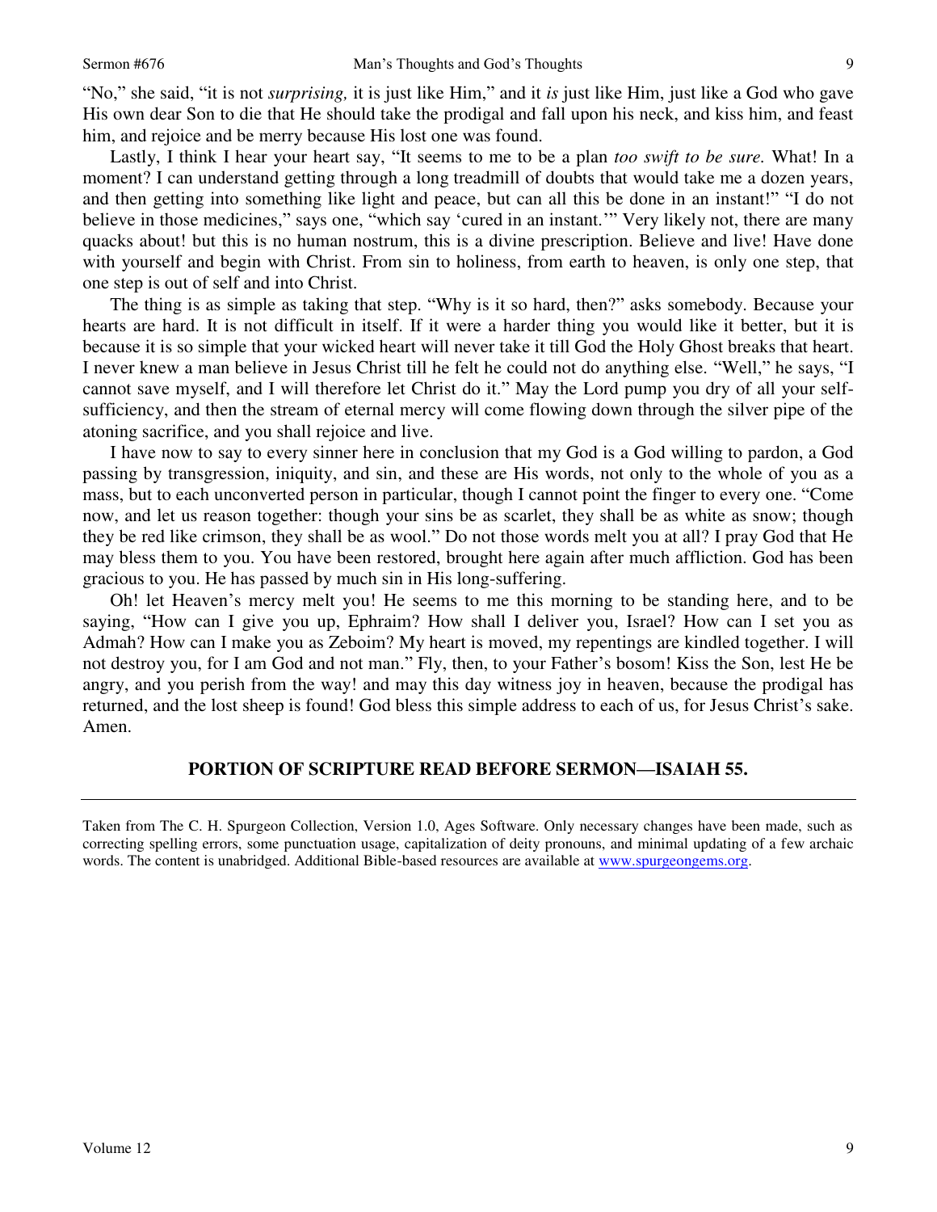"No," she said, "it is not *surprising,* it is just like Him," and it *is* just like Him, just like a God who gave His own dear Son to die that He should take the prodigal and fall upon his neck, and kiss him, and feast him, and rejoice and be merry because His lost one was found.

Lastly, I think I hear your heart say, "It seems to me to be a plan *too swift to be sure.* What! In a moment? I can understand getting through a long treadmill of doubts that would take me a dozen years, and then getting into something like light and peace, but can all this be done in an instant!" "I do not believe in those medicines," says one, "which say 'cured in an instant.'" Very likely not, there are many quacks about! but this is no human nostrum, this is a divine prescription. Believe and live! Have done with yourself and begin with Christ. From sin to holiness, from earth to heaven, is only one step, that one step is out of self and into Christ.

The thing is as simple as taking that step. "Why is it so hard, then?" asks somebody. Because your hearts are hard. It is not difficult in itself. If it were a harder thing you would like it better, but it is because it is so simple that your wicked heart will never take it till God the Holy Ghost breaks that heart. I never knew a man believe in Jesus Christ till he felt he could not do anything else. "Well," he says, "I cannot save myself, and I will therefore let Christ do it." May the Lord pump you dry of all your self-sufficiency, and then the stream of eternal mercy will come flowing down through the silver pipe of the atoning sacrifice, and you shall rejoice and live.

I have now to say to every sinner here in conclusion that my God is a God willing to pardon, a God passing by transgression, iniquity, and sin, and these are His words, not only to the whole of you as a mass, but to each unconverted person in particular, though I cannot point the finger to every one. "Come now, and let us reason together: though your sins be as scarlet, they shall be as white as snow; though they be red like crimson, they shall be as wool." Do not those words melt you at all? I pray God that He may bless them to you. You have been restored, brought here again after much affliction. God has been gracious to you. He has passed by much sin in His long-suffering.

Oh! let Heaven's mercy melt you! He seems to me this morning to be standing here, and to be saying, "How can I give you up, Ephraim? How shall I deliver you, Israel? How can I set you as Admah? How can I make you as Zeboim? My heart is moved, my repentings are kindled together. I will not destroy you, for I am God and not man." Fly, then, to your Father's bosom! Kiss the Son, lest He be angry, and you perish from the way! and may this day witness joy in heaven, because the prodigal has returned, and the lost sheep is found! God bless this simple address to each of us, for Jesus Christ's sake. Amen.

## PORTION OF SCRIPTURE READ BEFORE SERMON—ISAIAH 55.

---

Taken from The C. H. Spurgeon Collection, Version 1.0, Ages Software. Only necessary changes have been made, such as correcting spelling errors, some punctuation usage, capitalization of deity pronouns, and minimal updating of a few archaic words. The content is unabridged. Additional Bible-based resources are available at www.spurgeongems.org.